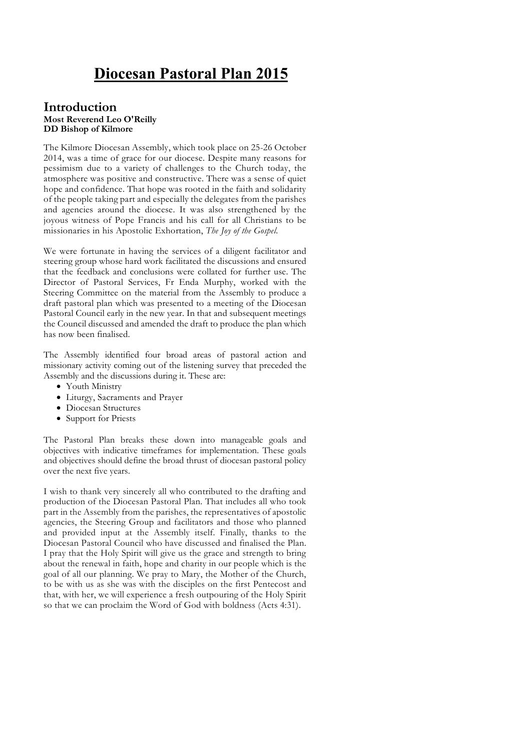# Diocesan Pastoral Plan 2015

## Introduction

**Most Reverend Leo O'Reilly**
**DD Bishop of Kilmore**

The Kilmore Diocesan Assembly, which took place on 25-26 October 2014, was a time of grace for our diocese. Despite many reasons for pessimism due to a variety of challenges to the Church today, the atmosphere was positive and constructive. There was a sense of quiet hope and confidence. That hope was rooted in the faith and solidarity of the people taking part and especially the delegates from the parishes and agencies around the diocese. It was also strengthened by the joyous witness of Pope Francis and his call for all Christians to be missionaries in his Apostolic Exhortation, *The Joy of the Gospel.*

We were fortunate in having the services of a diligent facilitator and steering group whose hard work facilitated the discussions and ensured that the feedback and conclusions were collated for further use. The Director of Pastoral Services, Fr Enda Murphy, worked with the Steering Committee on the material from the Assembly to produce a draft pastoral plan which was presented to a meeting of the Diocesan Pastoral Council early in the new year. In that and subsequent meetings the Council discussed and amended the draft to produce the plan which has now been finalised.

The Assembly identified four broad areas of pastoral action and missionary activity coming out of the listening survey that preceded the Assembly and the discussions during it. These are:

- Youth Ministry
- Liturgy, Sacraments and Prayer
- Diocesan Structures
- Support for Priests

The Pastoral Plan breaks these down into manageable goals and objectives with indicative timeframes for implementation. These goals and objectives should define the broad thrust of diocesan pastoral policy over the next five years.

I wish to thank very sincerely all who contributed to the drafting and production of the Diocesan Pastoral Plan. That includes all who took part in the Assembly from the parishes, the representatives of apostolic agencies, the Steering Group and facilitators and those who planned and provided input at the Assembly itself. Finally, thanks to the Diocesan Pastoral Council who have discussed and finalised the Plan. I pray that the Holy Spirit will give us the grace and strength to bring about the renewal in faith, hope and charity in our people which is the goal of all our planning. We pray to Mary, the Mother of the Church, to be with us as she was with the disciples on the first Pentecost and that, with her, we will experience a fresh outpouring of the Holy Spirit so that we can proclaim the Word of God with boldness (Acts 4:31).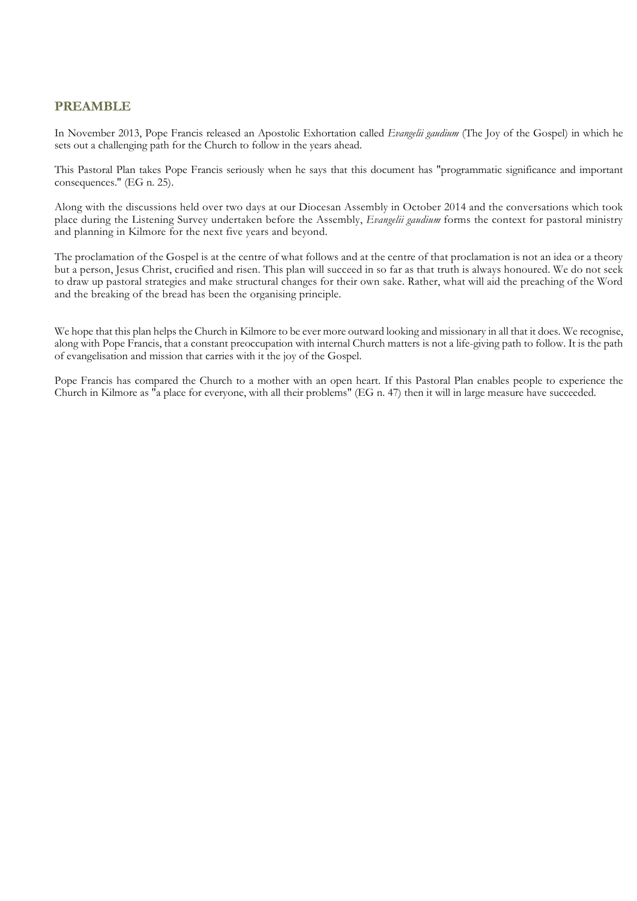## PREAMBLE

In November 2013, Pope Francis released an Apostolic Exhortation called *Evangelii gaudium* (The Joy of the Gospel) in which he sets out a challenging path for the Church to follow in the years ahead.

This Pastoral Plan takes Pope Francis seriously when he says that this document has "programmatic significance and important consequences." (EG n. 25).

Along with the discussions held over two days at our Diocesan Assembly in October 2014 and the conversations which took place during the Listening Survey undertaken before the Assembly, *Evangelii gaudium* forms the context for pastoral ministry and planning in Kilmore for the next five years and beyond.

The proclamation of the Gospel is at the centre of what follows and at the centre of that proclamation is not an idea or a theory but a person, Jesus Christ, crucified and risen. This plan will succeed in so far as that truth is always honoured. We do not seek to draw up pastoral strategies and make structural changes for their own sake. Rather, what will aid the preaching of the Word and the breaking of the bread has been the organising principle.

We hope that this plan helps the Church in Kilmore to be ever more outward looking and missionary in all that it does. We recognise, along with Pope Francis, that a constant preoccupation with internal Church matters is not a life-giving path to follow. It is the path of evangelisation and mission that carries with it the joy of the Gospel.

Pope Francis has compared the Church to a mother with an open heart. If this Pastoral Plan enables people to experience the Church in Kilmore as "a place for everyone, with all their problems" (EG n. 47) then it will in large measure have succeeded.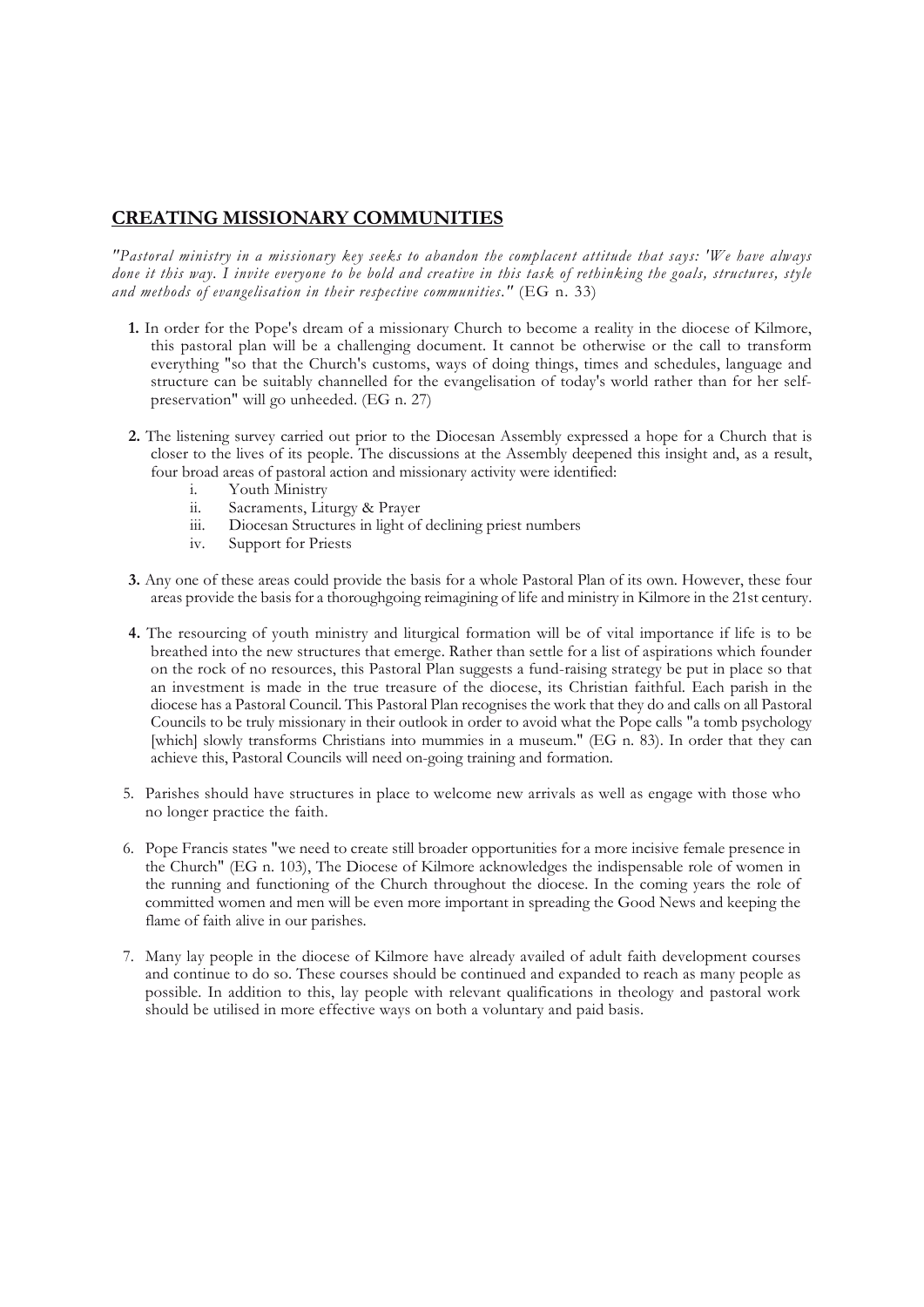## CREATING MISSIONARY COMMUNITIES

*"Pastoral ministry in a missionary key seeks to abandon the complacent attitude that says: 'We have always done it this way. I invite everyone to be bold and creative in this task of rethinking the goals, structures, style and methods of evangelisation in their respective communities."* (EG n. 33)

**1.** In order for the Pope's dream of a missionary Church to become a reality in the diocese of Kilmore, this pastoral plan will be a challenging document. It cannot be otherwise or the call to transform everything "so that the Church's customs, ways of doing things, times and schedules, language and structure can be suitably channelled for the evangelisation of today's world rather than for her self-preservation" will go unheeded. (EG n. 27)

**2.** The listening survey carried out prior to the Diocesan Assembly expressed a hope for a Church that is closer to the lives of its people. The discussions at the Assembly deepened this insight and, as a result, four broad areas of pastoral action and missionary activity were identified:

i. Youth Ministry
ii. Sacraments, Liturgy & Prayer
iii. Diocesan Structures in light of declining priest numbers
iv. Support for Priests

**3.** Any one of these areas could provide the basis for a whole Pastoral Plan of its own. However, these four areas provide the basis for a thoroughgoing reimagining of life and ministry in Kilmore in the 21st century.

**4.** The resourcing of youth ministry and liturgical formation will be of vital importance if life is to be breathed into the new structures that emerge. Rather than settle for a list of aspirations which founder on the rock of no resources, this Pastoral Plan suggests a fund-raising strategy be put in place so that an investment is made in the true treasure of the diocese, its Christian faithful. Each parish in the diocese has a Pastoral Council. This Pastoral Plan recognises the work that they do and calls on all Pastoral Councils to be truly missionary in their outlook in order to avoid what the Pope calls "a tomb psychology [which] slowly transforms Christians into mummies in a museum." (EG n. 83). In order that they can achieve this, Pastoral Councils will need on-going training and formation.

5. Parishes should have structures in place to welcome new arrivals as well as engage with those who no longer practice the faith.

6. Pope Francis states "we need to create still broader opportunities for a more incisive female presence in the Church" (EG n. 103), The Diocese of Kilmore acknowledges the indispensable role of women in the running and functioning of the Church throughout the diocese. In the coming years the role of committed women and men will be even more important in spreading the Good News and keeping the flame of faith alive in our parishes.

7. Many lay people in the diocese of Kilmore have already availed of adult faith development courses and continue to do so. These courses should be continued and expanded to reach as many people as possible. In addition to this, lay people with relevant qualifications in theology and pastoral work should be utilised in more effective ways on both a voluntary and paid basis.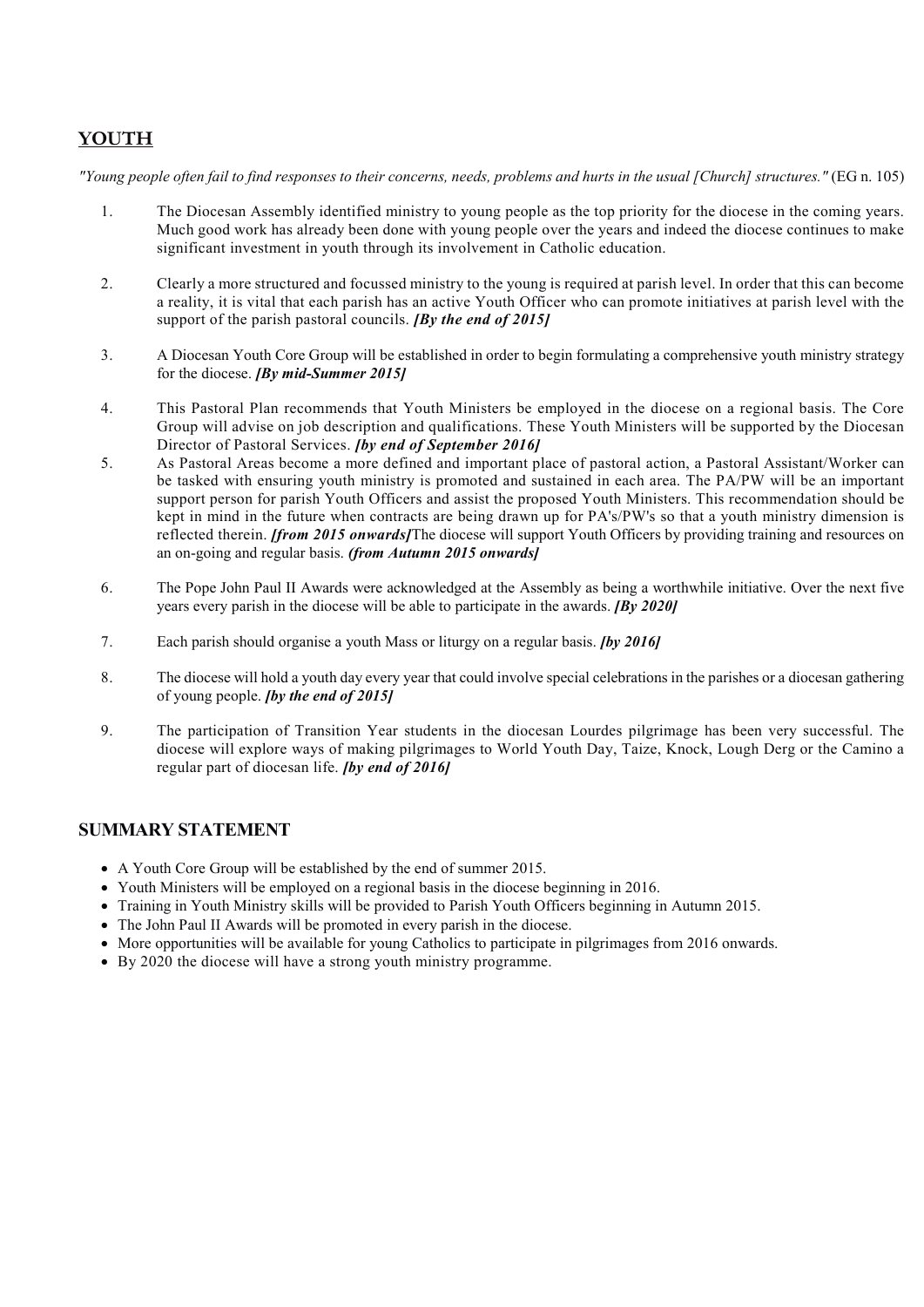## YOUTH

*"Young people often fail to find responses to their concerns, needs, problems and hurts in the usual [Church] structures."* (EG n. 105)

1. The Diocesan Assembly identified ministry to young people as the top priority for the diocese in the coming years. Much good work has already been done with young people over the years and indeed the diocese continues to make significant investment in youth through its involvement in Catholic education.

2. Clearly a more structured and focussed ministry to the young is required at parish level. In order that this can become a reality, it is vital that each parish has an active Youth Officer who can promote initiatives at parish level with the support of the parish pastoral councils. ***[By the end of 2015]***

3. A Diocesan Youth Core Group will be established in order to begin formulating a comprehensive youth ministry strategy for the diocese. ***[By mid-Summer 2015]***

4. This Pastoral Plan recommends that Youth Ministers be employed in the diocese on a regional basis. The Core Group will advise on job description and qualifications. These Youth Ministers will be supported by the Diocesan Director of Pastoral Services. ***[by end of September 2016]***

5. As Pastoral Areas become a more defined and important place of pastoral action, a Pastoral Assistant/Worker can be tasked with ensuring youth ministry is promoted and sustained in each area. The PA/PW will be an important support person for parish Youth Officers and assist the proposed Youth Ministers. This recommendation should be kept in mind in the future when contracts are being drawn up for PA's/PW's so that a youth ministry dimension is reflected therein. ***[from 2015 onwards]***The diocese will support Youth Officers by providing training and resources on an on-going and regular basis. ***(from Autumn 2015 onwards]***

6. The Pope John Paul II Awards were acknowledged at the Assembly as being a worthwhile initiative. Over the next five years every parish in the diocese will be able to participate in the awards. ***[By 2020]***

7. Each parish should organise a youth Mass or liturgy on a regular basis. ***[by 2016]***

8. The diocese will hold a youth day every year that could involve special celebrations in the parishes or a diocesan gathering of young people. ***[by the end of 2015]***

9. The participation of Transition Year students in the diocesan Lourdes pilgrimage has been very successful. The diocese will explore ways of making pilgrimages to World Youth Day, Taize, Knock, Lough Derg or the Camino a regular part of diocesan life. ***[by end of 2016]***

## SUMMARY STATEMENT

- A Youth Core Group will be established by the end of summer 2015.
- Youth Ministers will be employed on a regional basis in the diocese beginning in 2016.
- Training in Youth Ministry skills will be provided to Parish Youth Officers beginning in Autumn 2015.
- The John Paul II Awards will be promoted in every parish in the diocese.
- More opportunities will be available for young Catholics to participate in pilgrimages from 2016 onwards.
- By 2020 the diocese will have a strong youth ministry programme.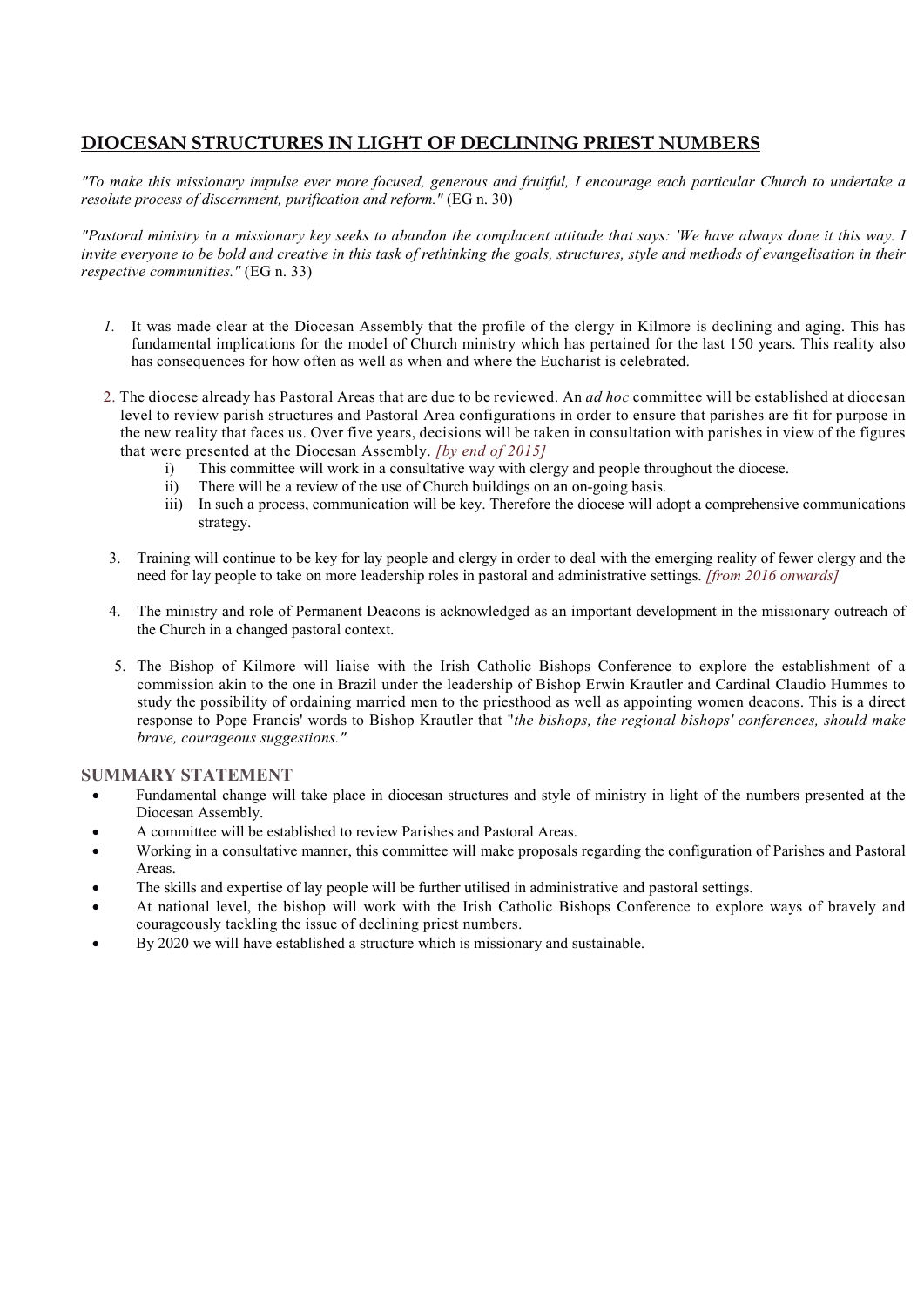## DIOCESAN STRUCTURES IN LIGHT OF DECLINING PRIEST NUMBERS

*"To make this missionary impulse ever more focused, generous and fruitful, I encourage each particular Church to undertake a resolute process of discernment, purification and reform."* (EG n. 30)

*"Pastoral ministry in a missionary key seeks to abandon the complacent attitude that says: 'We have always done it this way. I invite everyone to be bold and creative in this task of rethinking the goals, structures, style and methods of evangelisation in their respective communities."* (EG n. 33)

1. It was made clear at the Diocesan Assembly that the profile of the clergy in Kilmore is declining and aging. This has fundamental implications for the model of Church ministry which has pertained for the last 150 years. This reality also has consequences for how often as well as when and where the Eucharist is celebrated.

2. The diocese already has Pastoral Areas that are due to be reviewed. An *ad hoc* committee will be established at diocesan level to review parish structures and Pastoral Area configurations in order to ensure that parishes are fit for purpose in the new reality that faces us. Over five years, decisions will be taken in consultation with parishes in view of the figures that were presented at the Diocesan Assembly. *[by end of 2015]*
   i) This committee will work in a consultative way with clergy and people throughout the diocese.
   ii) There will be a review of the use of Church buildings on an on-going basis.
   iii) In such a process, communication will be key. Therefore the diocese will adopt a comprehensive communications strategy.

3. Training will continue to be key for lay people and clergy in order to deal with the emerging reality of fewer clergy and the need for lay people to take on more leadership roles in pastoral and administrative settings. *[from 2016 onwards]*

4. The ministry and role of Permanent Deacons is acknowledged as an important development in the missionary outreach of the Church in a changed pastoral context.

5. The Bishop of Kilmore will liaise with the Irish Catholic Bishops Conference to explore the establishment of a commission akin to the one in Brazil under the leadership of Bishop Erwin Krautler and Cardinal Claudio Hummes to study the possibility of ordaining married men to the priesthood as well as appointing women deacons. This is a direct response to Pope Francis' words to Bishop Krautler that "*the bishops, the regional bishops' conferences, should make brave, courageous suggestions."*

### SUMMARY STATEMENT

- Fundamental change will take place in diocesan structures and style of ministry in light of the numbers presented at the Diocesan Assembly.
- A committee will be established to review Parishes and Pastoral Areas.
- Working in a consultative manner, this committee will make proposals regarding the configuration of Parishes and Pastoral Areas.
- The skills and expertise of lay people will be further utilised in administrative and pastoral settings.
- At national level, the bishop will work with the Irish Catholic Bishops Conference to explore ways of bravely and courageously tackling the issue of declining priest numbers.
- By 2020 we will have established a structure which is missionary and sustainable.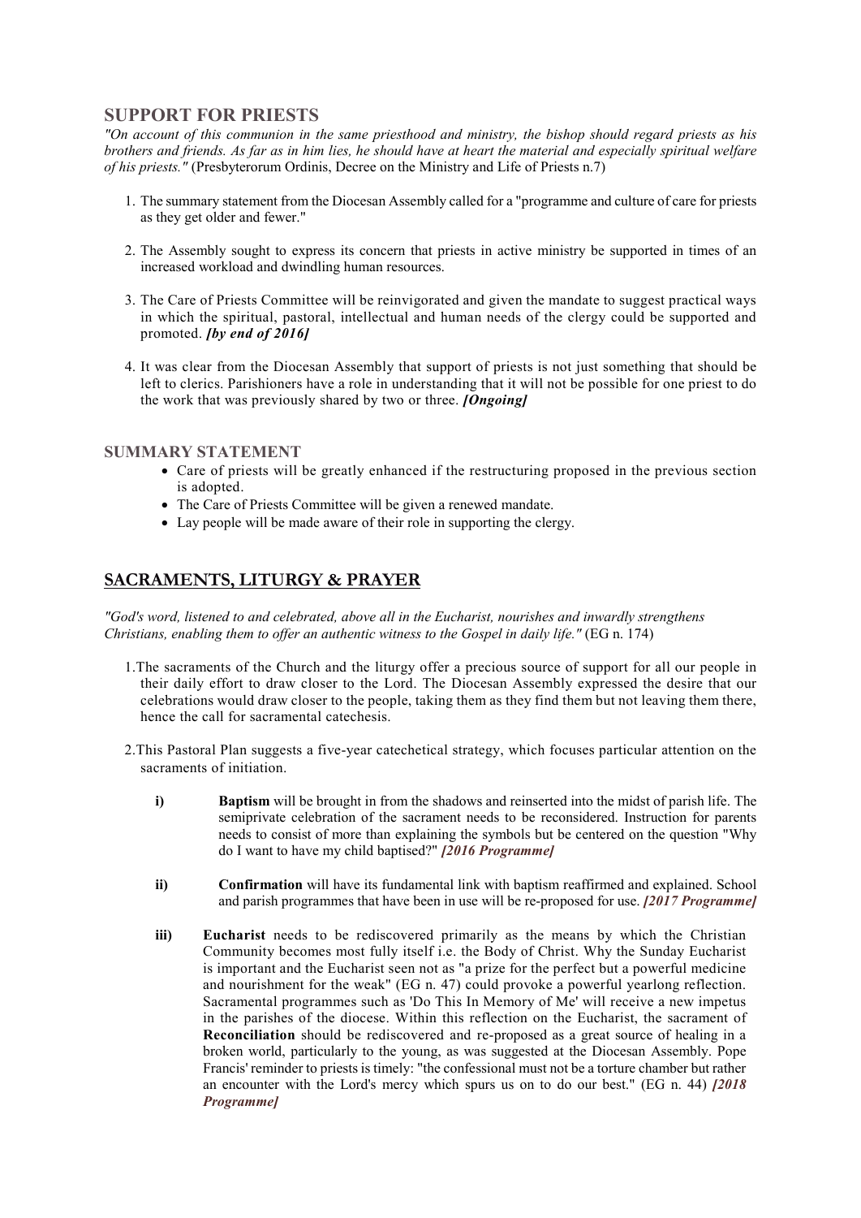## SUPPORT FOR PRIESTS

*"On account of this communion in the same priesthood and ministry, the bishop should regard priests as his brothers and friends. As far as in him lies, he should have at heart the material and especially spiritual welfare of his priests."* (Presbyterorum Ordinis, Decree on the Ministry and Life of Priests n.7)

1. The summary statement from the Diocesan Assembly called for a "programme and culture of care for priests as they get older and fewer."

2. The Assembly sought to express its concern that priests in active ministry be supported in times of an increased workload and dwindling human resources.

3. The Care of Priests Committee will be reinvigorated and given the mandate to suggest practical ways in which the spiritual, pastoral, intellectual and human needs of the clergy could be supported and promoted. ***[by end of 2016]***

4. It was clear from the Diocesan Assembly that support of priests is not just something that should be left to clerics. Parishioners have a role in understanding that it will not be possible for one priest to do the work that was previously shared by two or three. ***[Ongoing]***

### SUMMARY STATEMENT

- Care of priests will be greatly enhanced if the restructuring proposed in the previous section is adopted.
- The Care of Priests Committee will be given a renewed mandate.
- Lay people will be made aware of their role in supporting the clergy.

## SACRAMENTS, LITURGY & PRAYER

*"God's word, listened to and celebrated, above all in the Eucharist, nourishes and inwardly strengthens Christians, enabling them to offer an authentic witness to the Gospel in daily life."* (EG n. 174)

1. The sacraments of the Church and the liturgy offer a precious source of support for all our people in their daily effort to draw closer to the Lord. The Diocesan Assembly expressed the desire that our celebrations would draw closer to the people, taking them as they find them but not leaving them there, hence the call for sacramental catechesis.

2. This Pastoral Plan suggests a five-year catechetical strategy, which focuses particular attention on the sacraments of initiation.

   **i)** **Baptism** will be brought in from the shadows and reinserted into the midst of parish life. The semiprivate celebration of the sacrament needs to be reconsidered. Instruction for parents needs to consist of more than explaining the symbols but be centered on the question "Why do I want to have my child baptised?" ***[2016 Programme]***

   **ii)** **Confirmation** will have its fundamental link with baptism reaffirmed and explained. School and parish programmes that have been in use will be re-proposed for use. ***[2017 Programme]***

   **iii)** **Eucharist** needs to be rediscovered primarily as the means by which the Christian Community becomes most fully itself i.e. the Body of Christ. Why the Sunday Eucharist is important and the Eucharist seen not as "a prize for the perfect but a powerful medicine and nourishment for the weak" (EG n. 47) could provoke a powerful yearlong reflection. Sacramental programmes such as 'Do This In Memory of Me' will receive a new impetus in the parishes of the diocese. Within this reflection on the Eucharist, the sacrament of **Reconciliation** should be rediscovered and re-proposed as a great source of healing in a broken world, particularly to the young, as was suggested at the Diocesan Assembly. Pope Francis' reminder to priests is timely: "the confessional must not be a torture chamber but rather an encounter with the Lord's mercy which spurs us on to do our best." (EG n. 44) ***[2018 Programme]***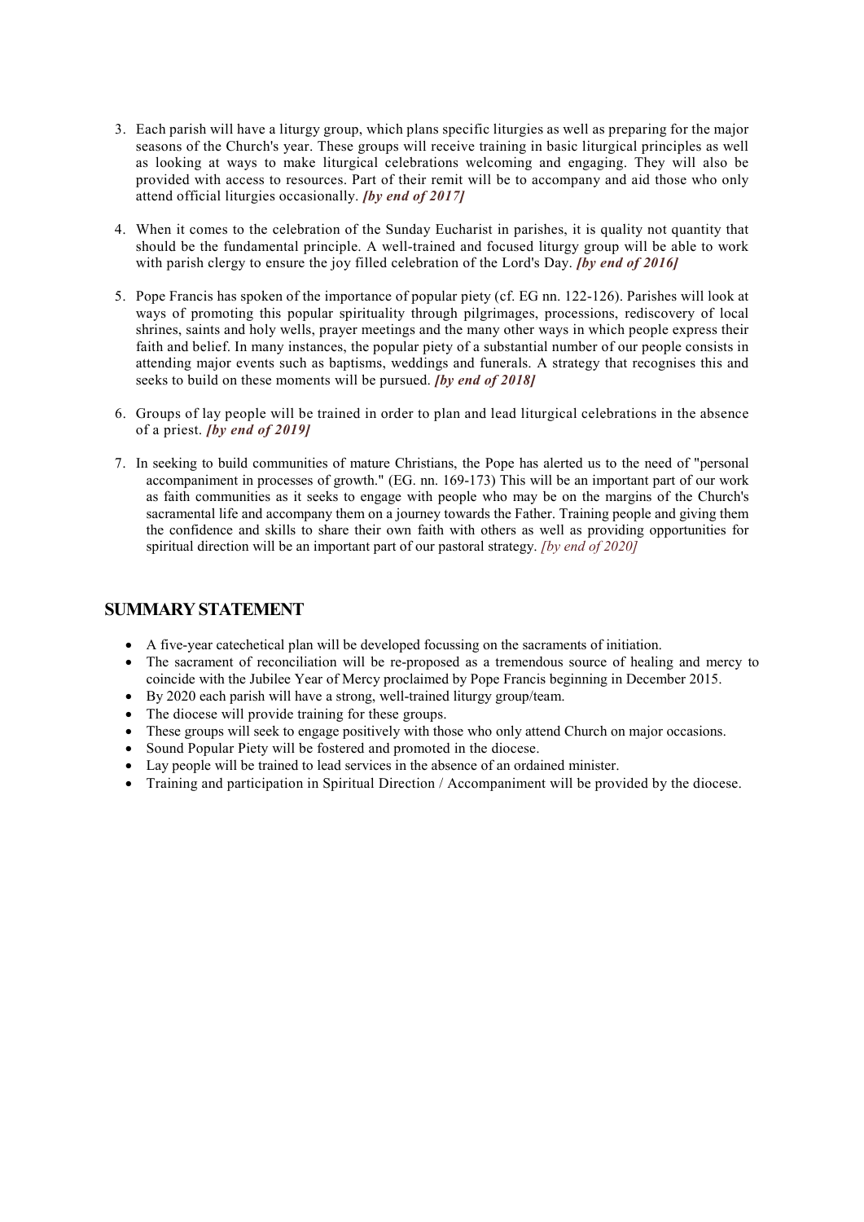3. Each parish will have a liturgy group, which plans specific liturgies as well as preparing for the major seasons of the Church's year. These groups will receive training in basic liturgical principles as well as looking at ways to make liturgical celebrations welcoming and engaging. They will also be provided with access to resources. Part of their remit will be to accompany and aid those who only attend official liturgies occasionally. ***[by end of 2017]***

4. When it comes to the celebration of the Sunday Eucharist in parishes, it is quality not quantity that should be the fundamental principle. A well-trained and focused liturgy group will be able to work with parish clergy to ensure the joy filled celebration of the Lord's Day. ***[by end of 2016]***

5. Pope Francis has spoken of the importance of popular piety (cf. EG nn. 122-126). Parishes will look at ways of promoting this popular spirituality through pilgrimages, processions, rediscovery of local shrines, saints and holy wells, prayer meetings and the many other ways in which people express their faith and belief. In many instances, the popular piety of a substantial number of our people consists in attending major events such as baptisms, weddings and funerals. A strategy that recognises this and seeks to build on these moments will be pursued. ***[by end of 2018]***

6. Groups of lay people will be trained in order to plan and lead liturgical celebrations in the absence of a priest. ***[by end of 2019]***

7. In seeking to build communities of mature Christians, the Pope has alerted us to the need of "personal accompaniment in processes of growth." (EG. nn. 169-173) This will be an important part of our work as faith communities as it seeks to engage with people who may be on the margins of the Church's sacramental life and accompany them on a journey towards the Father. Training people and giving them the confidence and skills to share their own faith with others as well as providing opportunities for spiritual direction will be an important part of our pastoral strategy. *[by end of 2020]*

## SUMMARY STATEMENT

- A five-year catechetical plan will be developed focussing on the sacraments of initiation.
- The sacrament of reconciliation will be re-proposed as a tremendous source of healing and mercy to coincide with the Jubilee Year of Mercy proclaimed by Pope Francis beginning in December 2015.
- By 2020 each parish will have a strong, well-trained liturgy group/team.
- The diocese will provide training for these groups.
- These groups will seek to engage positively with those who only attend Church on major occasions.
- Sound Popular Piety will be fostered and promoted in the diocese.
- Lay people will be trained to lead services in the absence of an ordained minister.
- Training and participation in Spiritual Direction / Accompaniment will be provided by the diocese.